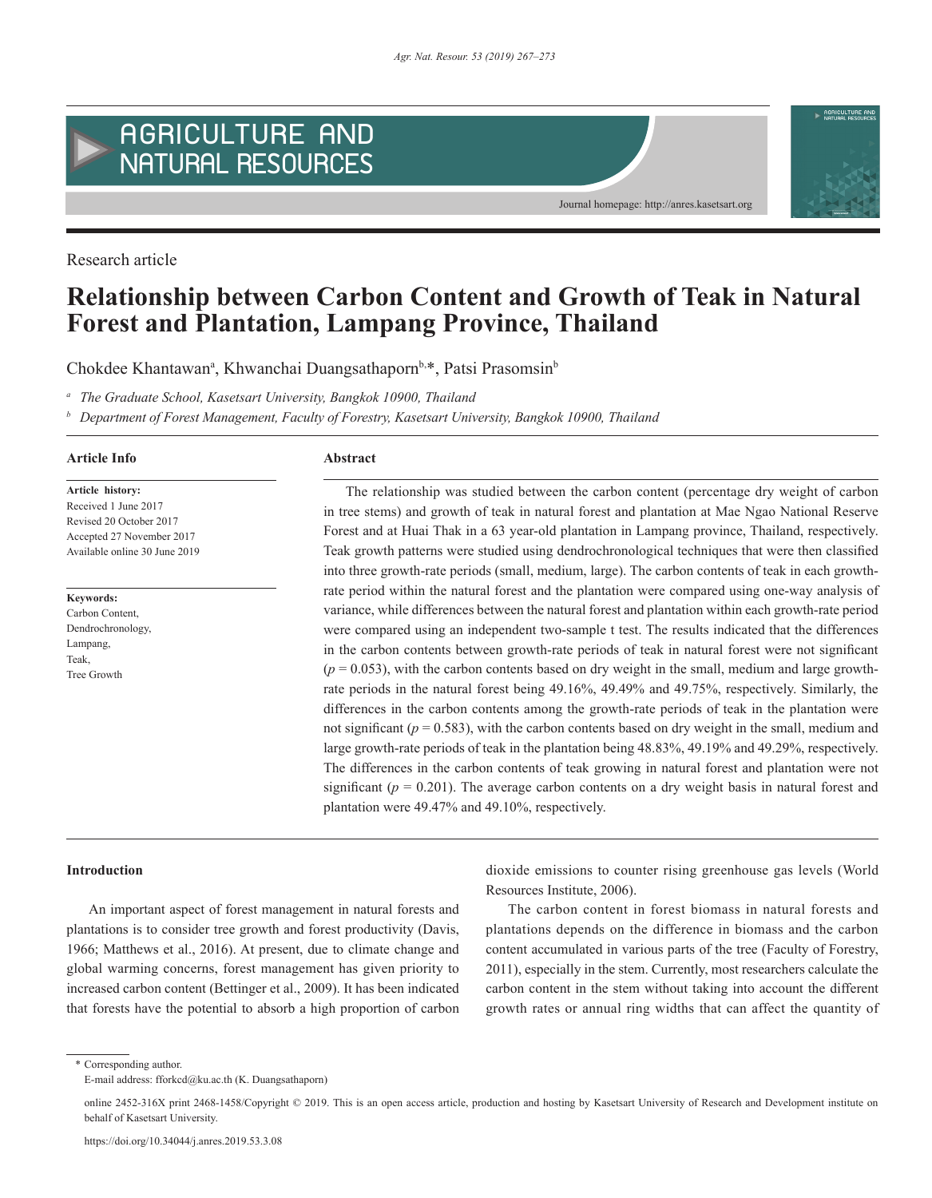Research article

# Relationship between Carbon Content and Growth of Teak in Natural Forest and Plantation, Lampang Province, Thailand

Chokdee Khantawan[a], Khwanchai Duangsathaporn[b,*], Patsi Prasomsin[b]

[a] *The Graduate School, Kasetsart University, Bangkok 10900, Thailand*

[b] *Department of Forest Management, Faculty of Forestry, Kasetsart University, Bangkok 10900, Thailand*

## Article Info

**Article history:**
Received 1 June 2017
Revised 20 October 2017
Accepted 27 November 2017
Available online 30 June 2019

**Keywords:**
Carbon Content,
Dendrochronology,
Lampang,
Teak,
Tree Growth

## Abstract

The relationship was studied between the carbon content (percentage dry weight of carbon in tree stems) and growth of teak in natural forest and plantation at Mae Ngao National Reserve Forest and at Huai Thak in a 63 year-old plantation in Lampang province, Thailand, respectively. Teak growth patterns were studied using dendrochronological techniques that were then classified into three growth-rate periods (small, medium, large). The carbon contents of teak in each growth-rate period within the natural forest and the plantation were compared using one-way analysis of variance, while differences between the natural forest and plantation within each growth-rate period were compared using an independent two-sample t test. The results indicated that the differences in the carbon contents between growth-rate periods of teak in natural forest were not significant ($p = 0.053$), with the carbon contents based on dry weight in the small, medium and large growth-rate periods in the natural forest being 49.16%, 49.49% and 49.75%, respectively. Similarly, the differences in the carbon contents among the growth-rate periods of teak in the plantation were not significant ($p = 0.583$), with the carbon contents based on dry weight in the small, medium and large growth-rate periods of teak in the plantation being 48.83%, 49.19% and 49.29%, respectively. The differences in the carbon contents of teak growing in natural forest and plantation were not significant ($p = 0.201$). The average carbon contents on a dry weight basis in natural forest and plantation were 49.47% and 49.10%, respectively.

## Introduction

An important aspect of forest management in natural forests and plantations is to consider tree growth and forest productivity (Davis, 1966; Matthews et al., 2016). At present, due to climate change and global warming concerns, forest management has given priority to increased carbon content (Bettinger et al., 2009). It has been indicated that forests have the potential to absorb a high proportion of carbon dioxide emissions to counter rising greenhouse gas levels (World Resources Institute, 2006).

The carbon content in forest biomass in natural forests and plantations depends on the difference in biomass and the carbon content accumulated in various parts of the tree (Faculty of Forestry, 2011), especially in the stem. Currently, most researchers calculate the carbon content in the stem without taking into account the different growth rates or annual ring widths that can affect the quantity of

* Corresponding author.
E-mail address: fforkcd@ku.ac.th (K. Duangsathaporn)

online 2452-316X print 2468-1458/Copyright © 2019. This is an open access article, production and hosting by Kasetsart University of Research and Development institute on behalf of Kasetsart University.

https://doi.org/10.34044/j.anres.2019.53.3.08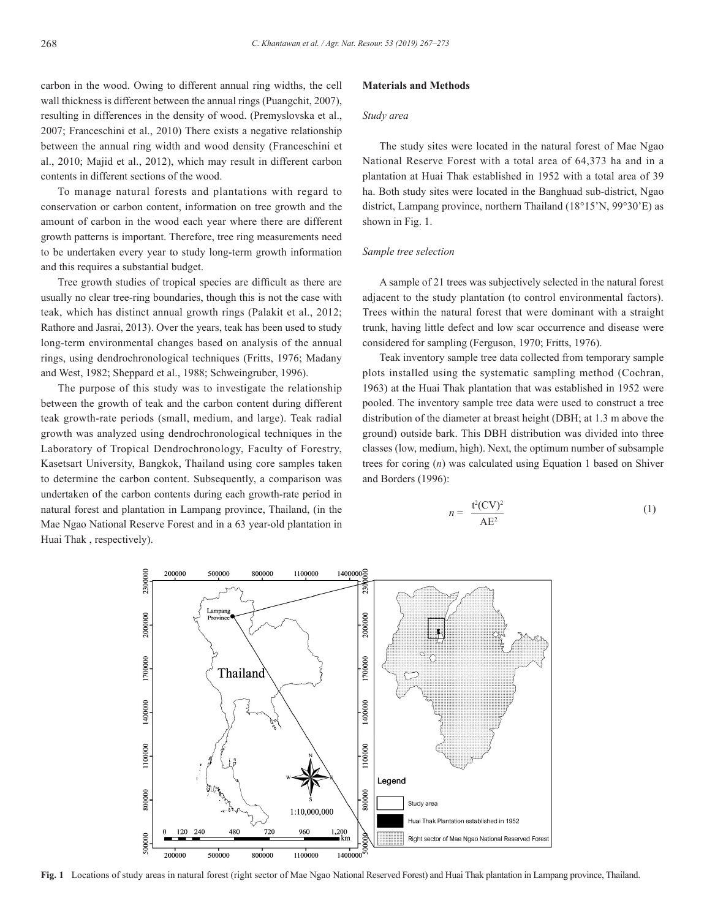carbon in the wood. Owing to different annual ring widths, the cell wall thickness is different between the annual rings (Puangchit, 2007), resulting in differences in the density of wood. (Premyslovska et al., 2007; Franceschini et al., 2010) There exists a negative relationship between the annual ring width and wood density (Franceschini et al., 2010; Majid et al., 2012), which may result in different carbon contents in different sections of the wood.

To manage natural forests and plantations with regard to conservation or carbon content, information on tree growth and the amount of carbon in the wood each year where there are different growth patterns is important. Therefore, tree ring measurements need to be undertaken every year to study long-term growth information and this requires a substantial budget.

Tree growth studies of tropical species are difficult as there are usually no clear tree-ring boundaries, though this is not the case with teak, which has distinct annual growth rings (Palakit et al., 2012; Rathore and Jasrai, 2013). Over the years, teak has been used to study long-term environmental changes based on analysis of the annual rings, using dendrochronological techniques (Fritts, 1976; Madany and West, 1982; Sheppard et al., 1988; Schweingruber, 1996).

The purpose of this study was to investigate the relationship between the growth of teak and the carbon content during different teak growth-rate periods (small, medium, and large). Teak radial growth was analyzed using dendrochronological techniques in the Laboratory of Tropical Dendrochronology, Faculty of Forestry, Kasetsart University, Bangkok, Thailand using core samples taken to determine the carbon content. Subsequently, a comparison was undertaken of the carbon contents during each growth-rate period in natural forest and plantation in Lampang province, Thailand, (in the Mae Ngao National Reserve Forest and in a 63 year-old plantation in Huai Thak , respectively).

## Materials and Methods

### *Study area*

The study sites were located in the natural forest of Mae Ngao National Reserve Forest with a total area of 64,373 ha and in a plantation at Huai Thak established in 1952 with a total area of 39 ha. Both study sites were located in the Banghuad sub-district, Ngao district, Lampang province, northern Thailand (18°15’N, 99°30’E) as shown in Fig. 1.

### *Sample tree selection*

A sample of 21 trees was subjectively selected in the natural forest adjacent to the study plantation (to control environmental factors). Trees within the natural forest that were dominant with a straight trunk, having little defect and low scar occurrence and disease were considered for sampling (Ferguson, 1970; Fritts, 1976).

Teak inventory sample tree data collected from temporary sample plots installed using the systematic sampling method (Cochran, 1963) at the Huai Thak plantation that was established in 1952 were pooled. The inventory sample tree data were used to construct a tree distribution of the diameter at breast height (DBH; at 1.3 m above the ground) outside bark. This DBH distribution was divided into three classes (low, medium, high). Next, the optimum number of subsample trees for coring ($n$) was calculated using Equation 1 based on Shiver and Borders (1996):

$$n = \frac{t^2(CV)^2}{AE^2} \tag{1}$$

**Fig. 1** Locations of study areas in natural forest (right sector of Mae Ngao National Reserved Forest) and Huai Thak plantation in Lampang province, Thailand.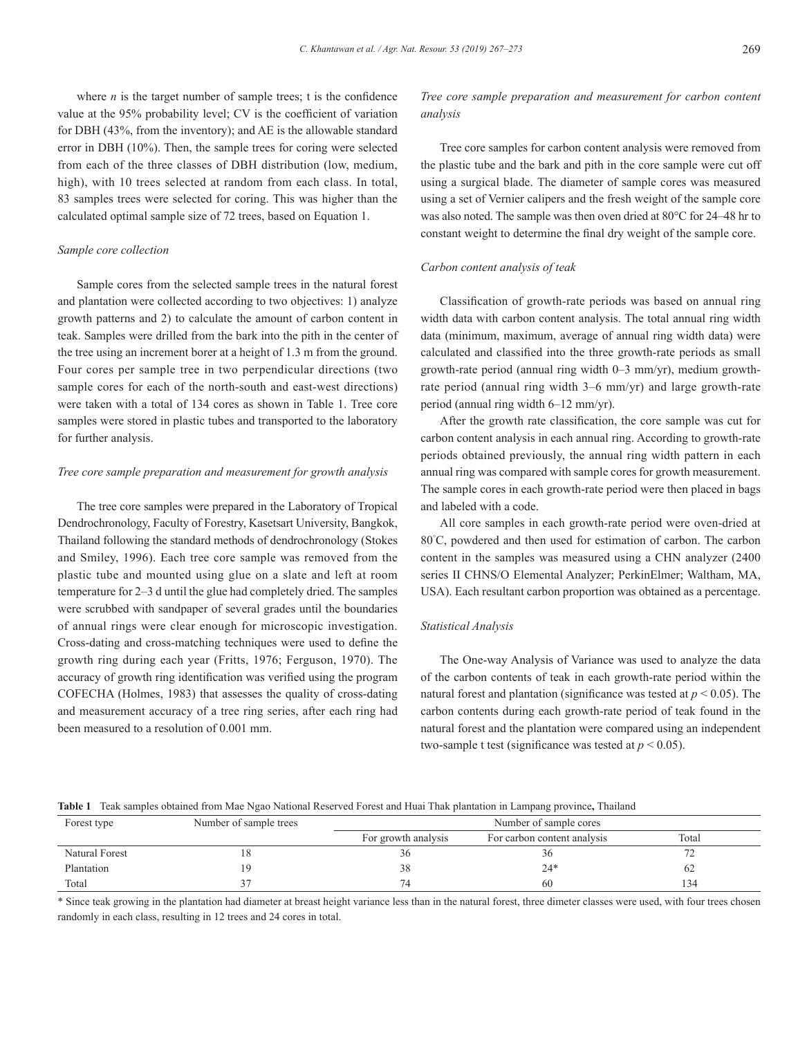where $n$ is the target number of sample trees; t is the confidence value at the 95% probability level; CV is the coefficient of variation for DBH (43%, from the inventory); and AE is the allowable standard error in DBH (10%). Then, the sample trees for coring were selected from each of the three classes of DBH distribution (low, medium, high), with 10 trees selected at random from each class. In total, 83 samples trees were selected for coring. This was higher than the calculated optimal sample size of 72 trees, based on Equation 1.

*Sample core collection*

Sample cores from the selected sample trees in the natural forest and plantation were collected according to two objectives: 1) analyze growth patterns and 2) to calculate the amount of carbon content in teak. Samples were drilled from the bark into the pith in the center of the tree using an increment borer at a height of 1.3 m from the ground. Four cores per sample tree in two perpendicular directions (two sample cores for each of the north-south and east-west directions) were taken with a total of 134 cores as shown in Table 1. Tree core samples were stored in plastic tubes and transported to the laboratory for further analysis.

*Tree core sample preparation and measurement for growth analysis*

The tree core samples were prepared in the Laboratory of Tropical Dendrochronology, Faculty of Forestry, Kasetsart University, Bangkok, Thailand following the standard methods of dendrochronology (Stokes and Smiley, 1996). Each tree core sample was removed from the plastic tube and mounted using glue on a slate and left at room temperature for 2–3 d until the glue had completely dried. The samples were scrubbed with sandpaper of several grades until the boundaries of annual rings were clear enough for microscopic investigation. Cross-dating and cross-matching techniques were used to define the growth ring during each year (Fritts, 1976; Ferguson, 1970). The accuracy of growth ring identification was verified using the program COFECHA (Holmes, 1983) that assesses the quality of cross-dating and measurement accuracy of a tree ring series, after each ring had been measured to a resolution of 0.001 mm.

*Tree core sample preparation and measurement for carbon content analysis*

Tree core samples for carbon content analysis were removed from the plastic tube and the bark and pith in the core sample were cut off using a surgical blade. The diameter of sample cores was measured using a set of Vernier calipers and the fresh weight of the sample core was also noted. The sample was then oven dried at 80°C for 24–48 hr to constant weight to determine the final dry weight of the sample core.

*Carbon content analysis of teak*

Classification of growth-rate periods was based on annual ring width data with carbon content analysis. The total annual ring width data (minimum, maximum, average of annual ring width data) were calculated and classified into the three growth-rate periods as small growth-rate period (annual ring width 0–3 mm/yr), medium growth-rate period (annual ring width 3–6 mm/yr) and large growth-rate period (annual ring width 6–12 mm/yr).

After the growth rate classification, the core sample was cut for carbon content analysis in each annual ring. According to growth-rate periods obtained previously, the annual ring width pattern in each annual ring was compared with sample cores for growth measurement. The sample cores in each growth-rate period were then placed in bags and labeled with a code.

All core samples in each growth-rate period were oven-dried at 80°C, powdered and then used for estimation of carbon. The carbon content in the samples was measured using a CHN analyzer (2400 series II CHNS/O Elemental Analyzer; PerkinElmer; Waltham, MA, USA). Each resultant carbon proportion was obtained as a percentage.

*Statistical Analysis*

The One-way Analysis of Variance was used to analyze the data of the carbon contents of teak in each growth-rate period within the natural forest and plantation (significance was tested at $p < 0.05$). The carbon contents during each growth-rate period of teak found in the natural forest and the plantation were compared using an independent two-sample t test (significance was tested at $p < 0.05$).

**Table 1** Teak samples obtained from Mae Ngao National Reserved Forest and Huai Thak plantation in Lampang province**,** Thailand

| Forest type | Number of sample trees | Number of sample cores | | |
|---|---|---|---|---|
| | | For growth analysis | For carbon content analysis | Total |
| Natural Forest | 18 | 36 | 36 | 72 |
| Plantation | 19 | 38 | 24* | 62 |
| Total | 37 | 74 | 60 | 134 |

* Since teak growing in the plantation had diameter at breast height variance less than in the natural forest, three dimeter classes were used, with four trees chosen randomly in each class, resulting in 12 trees and 24 cores in total.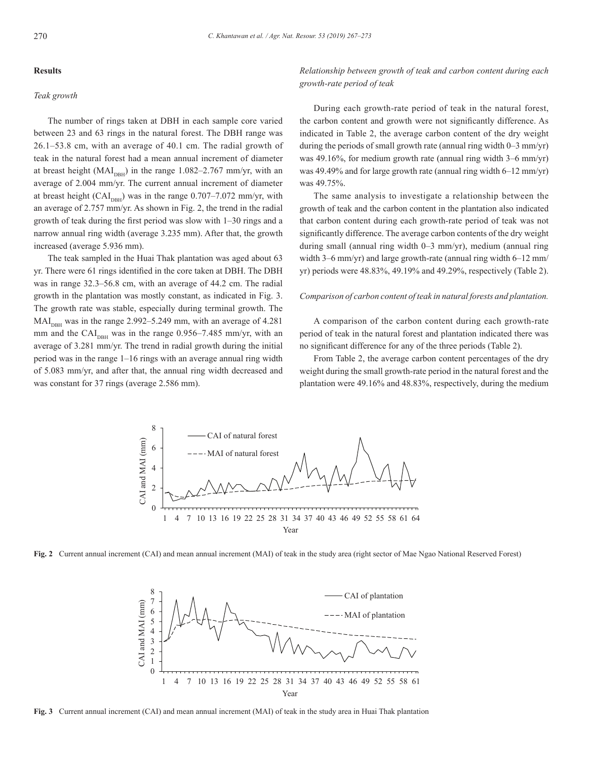## Results

### *Teak growth*

The number of rings taken at DBH in each sample core varied between 23 and 63 rings in the natural forest. The DBH range was 26.1–53.8 cm, with an average of 40.1 cm. The radial growth of teak in the natural forest had a mean annual increment of diameter at breast height ($MAI_{DBH}$) in the range 1.082–2.767 mm/yr, with an average of 2.004 mm/yr. The current annual increment of diameter at breast height ($CAI_{DBH}$) was in the range 0.707–7.072 mm/yr, with an average of 2.757 mm/yr. As shown in Fig. 2, the trend in the radial growth of teak during the first period was slow with 1–30 rings and a narrow annual ring width (average 3.235 mm). After that, the growth increased (average 5.936 mm).

The teak sampled in the Huai Thak plantation was aged about 63 yr. There were 61 rings identified in the core taken at DBH. The DBH was in range 32.3–56.8 cm, with an average of 44.2 cm. The radial growth in the plantation was mostly constant, as indicated in Fig. 3. The growth rate was stable, especially during terminal growth. The $MAI_{DBH}$ was in the range 2.992–5.249 mm, with an average of 4.281 mm and the $CAI_{DBH}$ was in the range 0.956–7.485 mm/yr, with an average of 3.281 mm/yr. The trend in radial growth during the initial period was in the range 1–16 rings with an average annual ring width of 5.083 mm/yr, and after that, the annual ring width decreased and was constant for 37 rings (average 2.586 mm).

### *Relationship between growth of teak and carbon content during each growth-rate period of teak*

During each growth-rate period of teak in the natural forest, the carbon content and growth were not significantly difference. As indicated in Table 2, the average carbon content of the dry weight during the periods of small growth rate (annual ring width 0–3 mm/yr) was 49.16%, for medium growth rate (annual ring width 3–6 mm/yr) was 49.49% and for large growth rate (annual ring width 6–12 mm/yr) was 49.75%.

The same analysis to investigate a relationship between the growth of teak and the carbon content in the plantation also indicated that carbon content during each growth-rate period of teak was not significantly difference. The average carbon contents of the dry weight during small (annual ring width 0–3 mm/yr), medium (annual ring width 3–6 mm/yr) and large growth-rate (annual ring width 6–12 mm/yr) periods were 48.83%, 49.19% and 49.29%, respectively (Table 2).

### *Comparison of carbon content of teak in natural forests and plantation.*

A comparison of the carbon content during each growth-rate period of teak in the natural forest and plantation indicated there was no significant difference for any of the three periods (Table 2).

From Table 2, the average carbon content percentages of the dry weight during the small growth-rate period in the natural forest and the plantation were 49.16% and 48.83%, respectively, during the medium

**Fig. 2** Current annual increment (CAI) and mean annual increment (MAI) of teak in the study area (right sector of Mae Ngao National Reserved Forest)

**Fig. 3** Current annual increment (CAI) and mean annual increment (MAI) of teak in the study area in Huai Thak plantation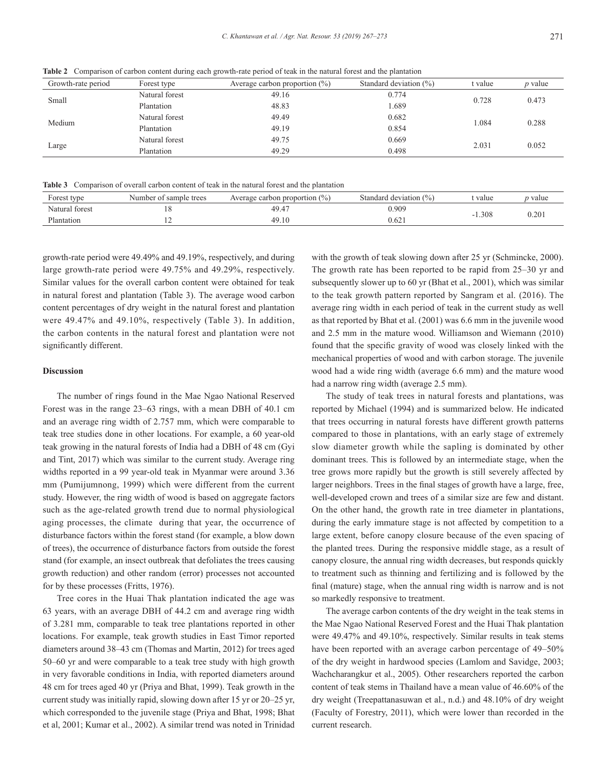**Table 2** Comparison of carbon content during each growth-rate period of teak in the natural forest and the plantation

| Growth-rate period | Forest type | Average carbon proportion (%) | Standard deviation (%) | t value | *p* value |
|---|---|---|---|---|---|
| Small | Natural forest | 49.16 | 0.774 | 0.728 | 0.473 |
| | Plantation | 48.83 | 1.689 | | |
| Medium | Natural forest | 49.49 | 0.682 | 1.084 | 0.288 |
| | Plantation | 49.19 | 0.854 | | |
| Large | Natural forest | 49.75 | 0.669 | 2.031 | 0.052 |
| | Plantation | 49.29 | 0.498 | | |

**Table 3** Comparison of overall carbon content of teak in the natural forest and the plantation

| Forest type | Number of sample trees | Average carbon proportion (%) | Standard deviation (%) | t value | *p* value |
|---|---|---|---|---|---|
| Natural forest | 18 | 49.47 | 0.909 | -1.308 | 0.201 |
| Plantation | 12 | 49.10 | 0.621 | | |

growth-rate period were 49.49% and 49.19%, respectively, and during large growth-rate period were 49.75% and 49.29%, respectively. Similar values for the overall carbon content were obtained for teak in natural forest and plantation (Table 3). The average wood carbon content percentages of dry weight in the natural forest and plantation were 49.47% and 49.10%, respectively (Table 3). In addition, the carbon contents in the natural forest and plantation were not significantly different.

## Discussion

The number of rings found in the Mae Ngao National Reserved Forest was in the range 23–63 rings, with a mean DBH of 40.1 cm and an average ring width of 2.757 mm, which were comparable to teak tree studies done in other locations. For example, a 60 year-old teak growing in the natural forests of India had a DBH of 48 cm (Gyi and Tint, 2017) which was similar to the current study. Average ring widths reported in a 99 year-old teak in Myanmar were around 3.36 mm (Pumijumnong, 1999) which were different from the current study. However, the ring width of wood is based on aggregate factors such as the age-related growth trend due to normal physiological aging processes, the climate during that year, the occurrence of disturbance factors within the forest stand (for example, a blow down of trees), the occurrence of disturbance factors from outside the forest stand (for example, an insect outbreak that defoliates the trees causing growth reduction) and other random (error) processes not accounted for by these processes (Fritts, 1976).

Tree cores in the Huai Thak plantation indicated the age was 63 years, with an average DBH of 44.2 cm and average ring width of 3.281 mm, comparable to teak tree plantations reported in other locations. For example, teak growth studies in East Timor reported diameters around 38–43 cm (Thomas and Martin, 2012) for trees aged 50–60 yr and were comparable to a teak tree study with high growth in very favorable conditions in India, with reported diameters around 48 cm for trees aged 40 yr (Priya and Bhat, 1999). Teak growth in the current study was initially rapid, slowing down after 15 yr or 20–25 yr, which corresponded to the juvenile stage (Priya and Bhat, 1998; Bhat et al, 2001; Kumar et al., 2002). A similar trend was noted in Trinidad with the growth of teak slowing down after 25 yr (Schmincke, 2000). The growth rate has been reported to be rapid from 25–30 yr and subsequently slower up to 60 yr (Bhat et al., 2001), which was similar to the teak growth pattern reported by Sangram et al. (2016). The average ring width in each period of teak in the current study as well as that reported by Bhat et al. (2001) was 6.6 mm in the juvenile wood and 2.5 mm in the mature wood. Williamson and Wiemann (2010) found that the specific gravity of wood was closely linked with the mechanical properties of wood and with carbon storage. The juvenile wood had a wide ring width (average 6.6 mm) and the mature wood had a narrow ring width (average 2.5 mm).

The study of teak trees in natural forests and plantations, was reported by Michael (1994) and is summarized below. He indicated that trees occurring in natural forests have different growth patterns compared to those in plantations, with an early stage of extremely slow diameter growth while the sapling is dominated by other dominant trees. This is followed by an intermediate stage, when the tree grows more rapidly but the growth is still severely affected by larger neighbors. Trees in the final stages of growth have a large, free, well-developed crown and trees of a similar size are few and distant. On the other hand, the growth rate in tree diameter in plantations, during the early immature stage is not affected by competition to a large extent, before canopy closure because of the even spacing of the planted trees. During the responsive middle stage, as a result of canopy closure, the annual ring width decreases, but responds quickly to treatment such as thinning and fertilizing and is followed by the final (mature) stage, when the annual ring width is narrow and is not so markedly responsive to treatment.

The average carbon contents of the dry weight in the teak stems in the Mae Ngao National Reserved Forest and the Huai Thak plantation were 49.47% and 49.10%, respectively. Similar results in teak stems have been reported with an average carbon percentage of 49–50% of the dry weight in hardwood species (Lamlom and Savidge, 2003; Wachcharangkur et al., 2005). Other researchers reported the carbon content of teak stems in Thailand have a mean value of 46.60% of the dry weight (Treepattanasuwan et al., n.d.) and 48.10% of dry weight (Faculty of Forestry, 2011), which were lower than recorded in the current research.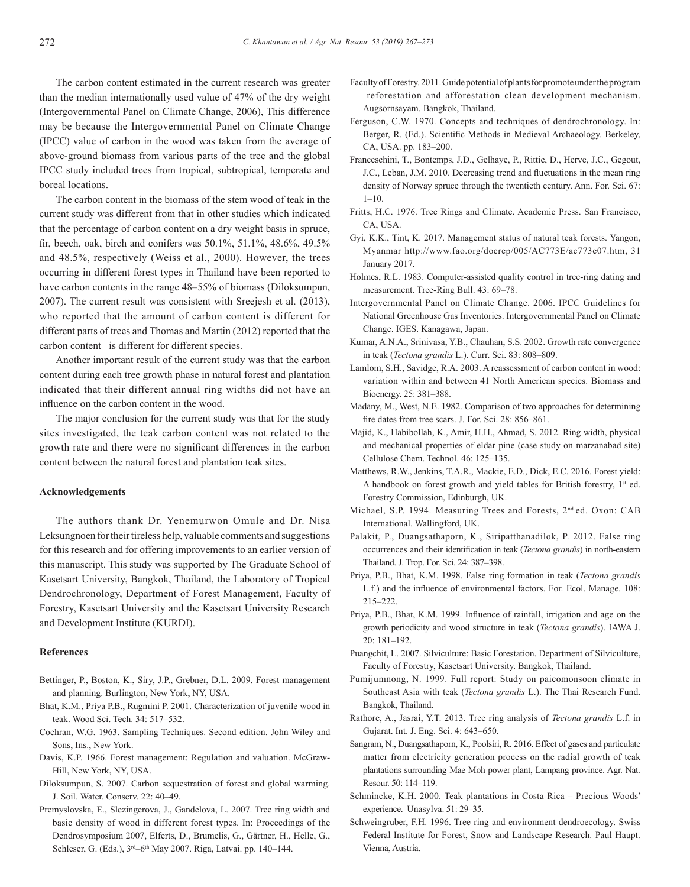The carbon content estimated in the current research was greater than the median internationally used value of 47% of the dry weight (Intergovernmental Panel on Climate Change, 2006), This difference may be because the Intergovernmental Panel on Climate Change (IPCC) value of carbon in the wood was taken from the average of above-ground biomass from various parts of the tree and the global IPCC study included trees from tropical, subtropical, temperate and boreal locations.

The carbon content in the biomass of the stem wood of teak in the current study was different from that in other studies which indicated that the percentage of carbon content on a dry weight basis in spruce, fir, beech, oak, birch and conifers was 50.1%, 51.1%, 48.6%, 49.5% and 48.5%, respectively (Weiss et al., 2000). However, the trees occurring in different forest types in Thailand have been reported to have carbon contents in the range 48–55% of biomass (Diloksumpun, 2007). The current result was consistent with Sreejesh et al. (2013), who reported that the amount of carbon content is different for different parts of trees and Thomas and Martin (2012) reported that the carbon content is different for different species.

Another important result of the current study was that the carbon content during each tree growth phase in natural forest and plantation indicated that their different annual ring widths did not have an influence on the carbon content in the wood.

The major conclusion for the current study was that for the study sites investigated, the teak carbon content was not related to the growth rate and there were no significant differences in the carbon content between the natural forest and plantation teak sites.

## Acknowledgements

The authors thank Dr. Yenemurwon Omule and Dr. Nisa Leksungnoen for their tireless help, valuable comments and suggestions for this research and for offering improvements to an earlier version of this manuscript. This study was supported by The Graduate School of Kasetsart University, Bangkok, Thailand, the Laboratory of Tropical Dendrochronology, Department of Forest Management, Faculty of Forestry, Kasetsart University and the Kasetsart University Research and Development Institute (KURDI).

## References

Bettinger, P., Boston, K., Siry, J.P., Grebner, D.L. 2009. Forest management and planning. Burlington, New York, NY, USA.

Bhat, K.M., Priya P.B., Rugmini P. 2001. Characterization of juvenile wood in teak. Wood Sci. Tech. 34: 517–532.

Cochran, W.G. 1963. Sampling Techniques. Second edition. John Wiley and Sons, Ins., New York.

Davis, K.P. 1966. Forest management: Regulation and valuation. McGraw-Hill, New York, NY, USA.

Diloksumpun, S. 2007. Carbon sequestration of forest and global warming. J. Soil. Water. Conserv. 22: 40–49.

Premyslovska, E., Slezingerova, J., Gandelova, L. 2007. Tree ring width and basic density of wood in different forest types. In: Proceedings of the Dendrosymposium 2007, Elferts, D., Brumelis, G., Gärtner, H., Helle, G., Schleser, G. (Eds.), 3rd–6th May 2007. Riga, Latvai. pp. 140–144.

Faculty of Forestry. 2011. Guide potential of plants for promote under the program reforestation and afforestation clean development mechanism. Augsornsayam. Bangkok, Thailand.

Ferguson, C.W. 1970. Concepts and techniques of dendrochronology. In: Berger, R. (Ed.). Scientific Methods in Medieval Archaeology. Berkeley, CA, USA. pp. 183–200.

Franceschini, T., Bontemps, J.D., Gelhaye, P., Rittie, D., Herve, J.C., Gegout, J.C., Leban, J.M. 2010. Decreasing trend and fluctuations in the mean ring density of Norway spruce through the twentieth century. Ann. For. Sci. 67: 1–10.

Fritts, H.C. 1976. Tree Rings and Climate. Academic Press. San Francisco, CA, USA.

Gyi, K.K., Tint, K. 2017. Management status of natural teak forests. Yangon, Myanmar http://www.fao.org/docrep/005/AC773E/ac773e07.htm, 31 January 2017.

Holmes, R.L. 1983. Computer-assisted quality control in tree-ring dating and measurement. Tree-Ring Bull. 43: 69–78.

Intergovernmental Panel on Climate Change. 2006. IPCC Guidelines for National Greenhouse Gas Inventories. Intergovernmental Panel on Climate Change. IGES. Kanagawa, Japan.

Kumar, A.N.A., Srinivasa, Y.B., Chauhan, S.S. 2002. Growth rate convergence in teak (*Tectona grandis* L.). Curr. Sci. 83: 808–809.

Lamlom, S.H., Savidge, R.A. 2003. A reassessment of carbon content in wood: variation within and between 41 North American species. Biomass and Bioenergy. 25: 381–388.

Madany, M., West, N.E. 1982. Comparison of two approaches for determining fire dates from tree scars. J. For. Sci. 28: 856–861.

Majid, K., Habibollah, K., Amir, H.H., Ahmad, S. 2012. Ring width, physical and mechanical properties of eldar pine (case study on marzanabad site) Cellulose Chem. Technol. 46: 125–135.

Matthews, R.W., Jenkins, T.A.R., Mackie, E.D., Dick, E.C. 2016. Forest yield: A handbook on forest growth and yield tables for British forestry, 1st ed. Forestry Commission, Edinburgh, UK.

Michael, S.P. 1994. Measuring Trees and Forests, 2nd ed. Oxon: CAB International. Wallingford, UK.

Palakit, P., Duangsathaporn, K., Siripatthanadilok, P. 2012. False ring occurrences and their identification in teak (*Tectona grandis*) in north-eastern Thailand. J. Trop. For. Sci. 24: 387–398.

Priya, P.B., Bhat, K.M. 1998. False ring formation in teak (*Tectona grandis* L.f.) and the influence of environmental factors. For. Ecol. Manage. 108: 215–222.

Priya, P.B., Bhat, K.M. 1999. Influence of rainfall, irrigation and age on the growth periodicity and wood structure in teak (*Tectona grandis*). IAWA J. 20: 181–192.

Puangchit, L. 2007. Silviculture: Basic Forestation. Department of Silviculture, Faculty of Forestry, Kasetsart University. Bangkok, Thailand.

Pumijumnong, N. 1999. Full report: Study on paieomonsoon climate in Southeast Asia with teak (*Tectona grandis* L.). The Thai Research Fund. Bangkok, Thailand.

Rathore, A., Jasrai, Y.T. 2013. Tree ring analysis of *Tectona grandis* L.f. in Gujarat. Int. J. Eng. Sci. 4: 643–650.

Sangram, N., Duangsathaporn, K., Poolsiri, R. 2016. Effect of gases and particulate matter from electricity generation process on the radial growth of teak plantations surrounding Mae Moh power plant, Lampang province. Agr. Nat. Resour. 50: 114–119.

Schmincke, K.H. 2000. Teak plantations in Costa Rica – Precious Woods' experience. Unasylva. 51: 29–35.

Schweingruber, F.H. 1996. Tree ring and environment dendroecology. Swiss Federal Institute for Forest, Snow and Landscape Research. Paul Haupt. Vienna, Austria.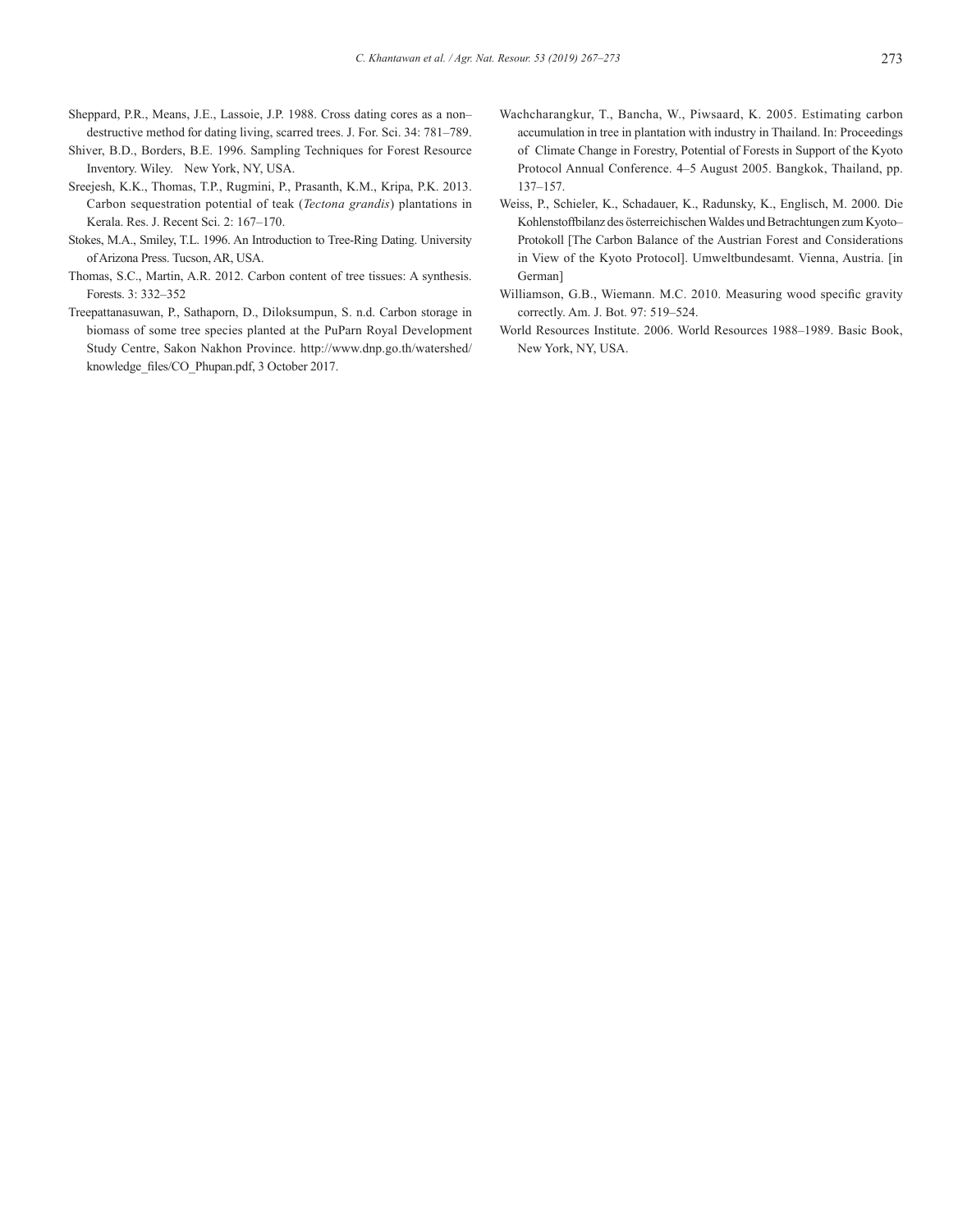Sheppard, P.R., Means, J.E., Lassoie, J.P. 1988. Cross dating cores as a non–destructive method for dating living, scarred trees. J. For. Sci. 34: 781–789.

Shiver, B.D., Borders, B.E. 1996. Sampling Techniques for Forest Resource Inventory. Wiley. New York, NY, USA.

Sreejesh, K.K., Thomas, T.P., Rugmini, P., Prasanth, K.M., Kripa, P.K. 2013. Carbon sequestration potential of teak (*Tectona grandis*) plantations in Kerala. Res. J. Recent Sci. 2: 167–170.

Stokes, M.A., Smiley, T.L. 1996. An Introduction to Tree-Ring Dating. University of Arizona Press. Tucson, AR, USA.

Thomas, S.C., Martin, A.R. 2012. Carbon content of tree tissues: A synthesis. Forests. 3: 332–352

Treepattanasuwan, P., Sathaporn, D., Diloksumpun, S. n.d. Carbon storage in biomass of some tree species planted at the PuParn Royal Development Study Centre, Sakon Nakhon Province. http://www.dnp.go.th/watershed/knowledge_files/CO_Phupan.pdf, 3 October 2017.

Wachcharangkur, T., Bancha, W., Piwsaard, K. 2005. Estimating carbon accumulation in tree in plantation with industry in Thailand. In: Proceedings of Climate Change in Forestry, Potential of Forests in Support of the Kyoto Protocol Annual Conference. 4–5 August 2005. Bangkok, Thailand, pp. 137–157.

Weiss, P., Schieler, K., Schadauer, K., Radunsky, K., Englisch, M. 2000. Die Kohlenstoffbilanz des österreichischen Waldes und Betrachtungen zum Kyoto–Protokoll [The Carbon Balance of the Austrian Forest and Considerations in View of the Kyoto Protocol]. Umweltbundesamt. Vienna, Austria. [in German]

Williamson, G.B., Wiemann. M.C. 2010. Measuring wood specific gravity correctly. Am. J. Bot. 97: 519–524.

World Resources Institute. 2006. World Resources 1988–1989. Basic Book, New York, NY, USA.